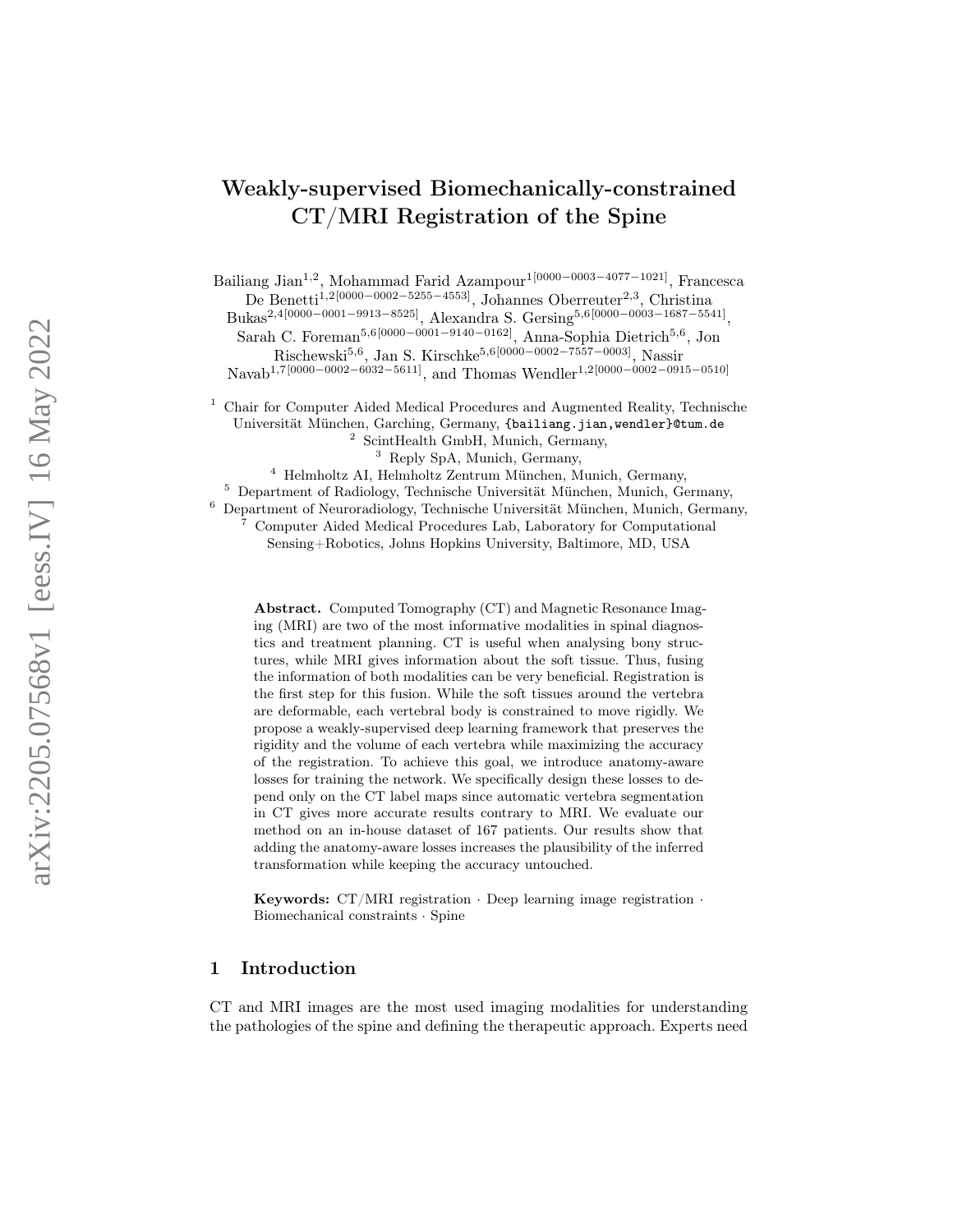# Weakly-supervised Biomechanically-constrained CT/MRI Registration of the Spine

Bailiang Jian[1,2], Mohammad Farid Azampour[1][0000−0003−4077−1021], Francesca De Benetti[1,2][0000−0002−5255−4553], Johannes Oberreuter[2,3], Christina Bukas[2,4][0000−0001−9913−8525], Alexandra S. Gersing[5,6][0000−0003−1687−5541], Sarah C. Foreman[5,6][0000−0001−9140−0162], Anna-Sophia Dietrich[5,6], Jon Rischewski[5,6], Jan S. Kirschke[5,6][0000−0002−7557−0003], Nassir Navab[1,7][0000−0002−6032−5611], and Thomas Wendler[1,2][0000−0002−0915−0510]

[1] Chair for Computer Aided Medical Procedures and Augmented Reality, Technische Universität München, Garching, Germany, {bailiang.jian,wendler}@tum.de
[2] ScintHealth GmbH, Munich, Germany,
[3] Reply SpA, Munich, Germany,
[4] Helmholtz AI, Helmholtz Zentrum München, Munich, Germany,
[5] Department of Radiology, Technische Universität München, Munich, Germany,
[6] Department of Neuroradiology, Technische Universität München, Munich, Germany,
[7] Computer Aided Medical Procedures Lab, Laboratory for Computational Sensing+Robotics, Johns Hopkins University, Baltimore, MD, USA

**Abstract.** Computed Tomography (CT) and Magnetic Resonance Imaging (MRI) are two of the most informative modalities in spinal diagnostics and treatment planning. CT is useful when analysing bony structures, while MRI gives information about the soft tissue. Thus, fusing the information of both modalities can be very beneficial. Registration is the first step for this fusion. While the soft tissues around the vertebra are deformable, each vertebral body is constrained to move rigidly. We propose a weakly-supervised deep learning framework that preserves the rigidity and the volume of each vertebra while maximizing the accuracy of the registration. To achieve this goal, we introduce anatomy-aware losses for training the network. We specifically design these losses to depend only on the CT label maps since automatic vertebra segmentation in CT gives more accurate results contrary to MRI. We evaluate our method on an in-house dataset of 167 patients. Our results show that adding the anatomy-aware losses increases the plausibility of the inferred transformation while keeping the accuracy untouched.

**Keywords:** CT/MRI registration · Deep learning image registration · Biomechanical constraints · Spine

## 1 Introduction

CT and MRI images are the most used imaging modalities for understanding the pathologies of the spine and defining the therapeutic approach. Experts need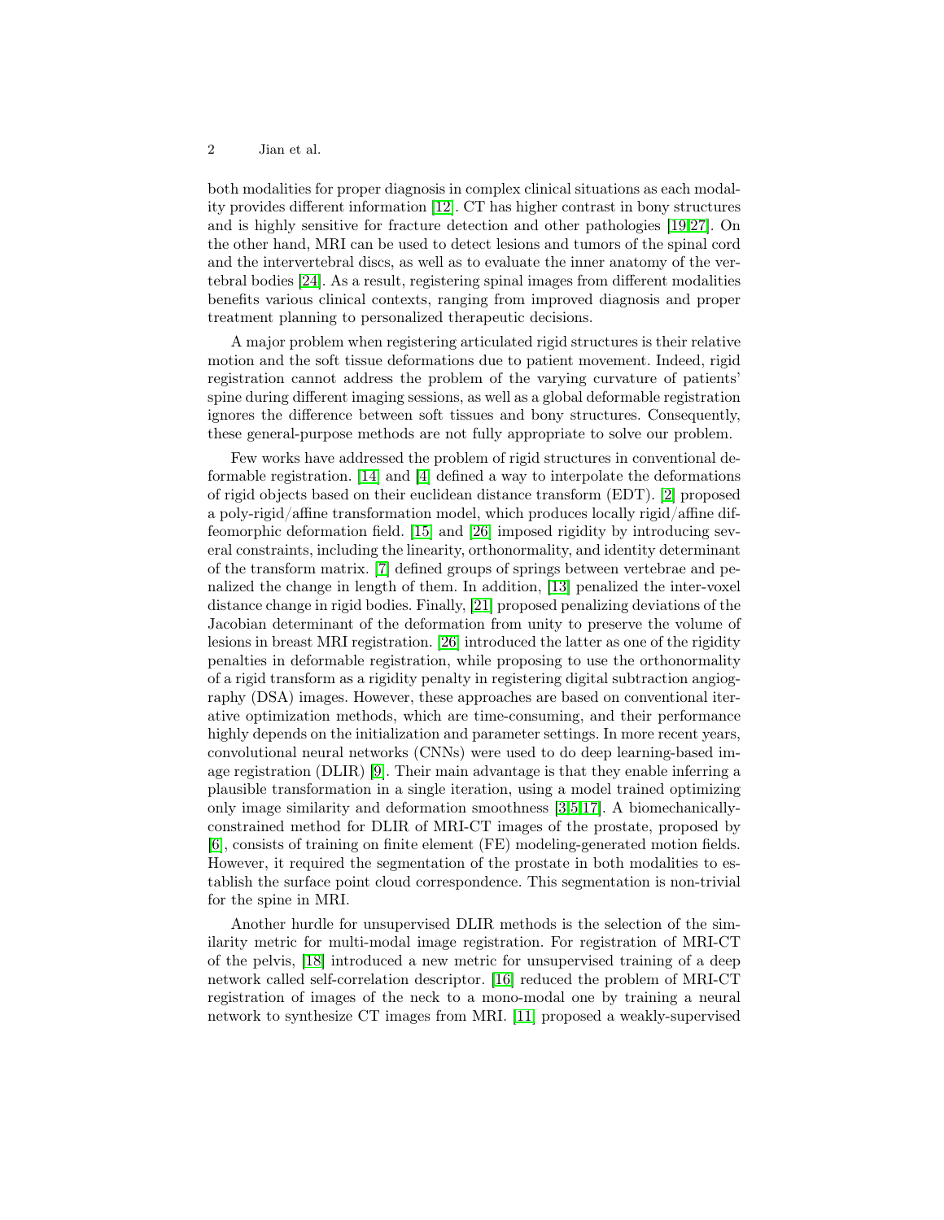both modalities for proper diagnosis in complex clinical situations as each modality provides different information [12]. CT has higher contrast in bony structures and is highly sensitive for fracture detection and other pathologies [19,27]. On the other hand, MRI can be used to detect lesions and tumors of the spinal cord and the intervertebral discs, as well as to evaluate the inner anatomy of the vertebral bodies [24]. As a result, registering spinal images from different modalities benefits various clinical contexts, ranging from improved diagnosis and proper treatment planning to personalized therapeutic decisions.

A major problem when registering articulated rigid structures is their relative motion and the soft tissue deformations due to patient movement. Indeed, rigid registration cannot address the problem of the varying curvature of patients' spine during different imaging sessions, as well as a global deformable registration ignores the difference between soft tissues and bony structures. Consequently, these general-purpose methods are not fully appropriate to solve our problem.

Few works have addressed the problem of rigid structures in conventional deformable registration. [14] and [4] defined a way to interpolate the deformations of rigid objects based on their euclidean distance transform (EDT). [2] proposed a poly-rigid/affine transformation model, which produces locally rigid/affine diffeomorphic deformation field. [15] and [26] imposed rigidity by introducing several constraints, including the linearity, orthonormality, and identity determinant of the transform matrix. [7] defined groups of springs between vertebrae and penalized the change in length of them. In addition, [13] penalized the inter-voxel distance change in rigid bodies. Finally, [21] proposed penalizing deviations of the Jacobian determinant of the deformation from unity to preserve the volume of lesions in breast MRI registration. [26] introduced the latter as one of the rigidity penalties in deformable registration, while proposing to use the orthonormality of a rigid transform as a rigidity penalty in registering digital subtraction angiography (DSA) images. However, these approaches are based on conventional iterative optimization methods, which are time-consuming, and their performance highly depends on the initialization and parameter settings. In more recent years, convolutional neural networks (CNNs) were used to do deep learning-based image registration (DLIR) [9]. Their main advantage is that they enable inferring a plausible transformation in a single iteration, using a model trained optimizing only image similarity and deformation smoothness [3,5,17]. A biomechanically-constrained method for DLIR of MRI-CT images of the prostate, proposed by [6], consists of training on finite element (FE) modeling-generated motion fields. However, it required the segmentation of the prostate in both modalities to establish the surface point cloud correspondence. This segmentation is non-trivial for the spine in MRI.

Another hurdle for unsupervised DLIR methods is the selection of the similarity metric for multi-modal image registration. For registration of MRI-CT of the pelvis, [18] introduced a new metric for unsupervised training of a deep network called self-correlation descriptor. [16] reduced the problem of MRI-CT registration of images of the neck to a mono-modal one by training a neural network to synthesize CT images from MRI. [11] proposed a weakly-supervised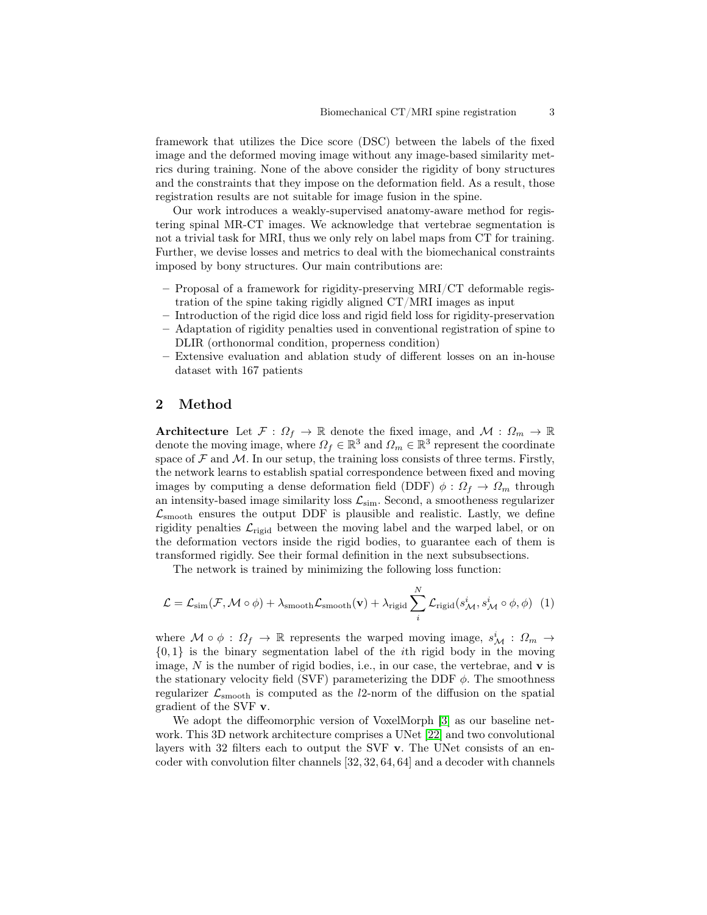framework that utilizes the Dice score (DSC) between the labels of the fixed image and the deformed moving image without any image-based similarity metrics during training. None of the above consider the rigidity of bony structures and the constraints that they impose on the deformation field. As a result, those registration results are not suitable for image fusion in the spine.

Our work introduces a weakly-supervised anatomy-aware method for registering spinal MR-CT images. We acknowledge that vertebrae segmentation is not a trivial task for MRI, thus we only rely on label maps from CT for training. Further, we devise losses and metrics to deal with the biomechanical constraints imposed by bony structures. Our main contributions are:

- Proposal of a framework for rigidity-preserving MRI/CT deformable registration of the spine taking rigidly aligned CT/MRI images as input
- Introduction of the rigid dice loss and rigid field loss for rigidity-preservation
- Adaptation of rigidity penalties used in conventional registration of spine to DLIR (orthonormal condition, properness condition)
- Extensive evaluation and ablation study of different losses on an in-house dataset with 167 patients

## 2 Method

**Architecture** Let $\mathcal{F} : \Omega_f \rightarrow \mathbb{R}$ denote the fixed image, and $\mathcal{M} : \Omega_m \rightarrow \mathbb{R}$ denote the moving image, where $\Omega_f \in \mathbb{R}^3$ and $\Omega_m \in \mathbb{R}^3$ represent the coordinate space of $\mathcal{F}$ and $\mathcal{M}$. In our setup, the training loss consists of three terms. Firstly, the network learns to establish spatial correspondence between fixed and moving images by computing a dense deformation field (DDF) $\phi : \Omega_f \rightarrow \Omega_m$ through an intensity-based image similarity loss $\mathcal{L}_{\text{sim}}$. Second, a smootheness regularizer $\mathcal{L}_{\text{smooth}}$ ensures the output DDF is plausible and realistic. Lastly, we define rigidity penalties $\mathcal{L}_{\text{rigid}}$ between the moving label and the warped label, or on the deformation vectors inside the rigid bodies, to guarantee each of them is transformed rigidly. See their formal definition in the next subsubsections.

The network is trained by minimizing the following loss function:

$$\mathcal{L} = \mathcal{L}_{\text{sim}}(\mathcal{F}, \mathcal{M} \circ \phi) + \lambda_{\text{smooth}}\mathcal{L}_{\text{smooth}}(\mathbf{v}) + \lambda_{\text{rigid}} \sum_{i}^{N} \mathcal{L}_{\text{rigid}}(s^i_{\mathcal{M}}, s^i_{\mathcal{M}} \circ \phi, \phi) \quad (1)$$

where $\mathcal{M} \circ \phi : \Omega_f \rightarrow \mathbb{R}$ represents the warped moving image, $s^i_{\mathcal{M}} : \Omega_m \rightarrow \{0, 1\}$ is the binary segmentation label of the $i$th rigid body in the moving image, $N$ is the number of rigid bodies, i.e., in our case, the vertebrae, and $\mathbf{v}$ is the stationary velocity field (SVF) parameterizing the DDF $\phi$. The smoothness regularizer $\mathcal{L}_{\text{smooth}}$ is computed as the $l2$-norm of the diffusion on the spatial gradient of the SVF $\mathbf{v}$.

We adopt the diffeomorphic version of VoxelMorph [3] as our baseline network. This 3D network architecture comprises a UNet [22] and two convolutional layers with 32 filters each to output the SVF $\mathbf{v}$. The UNet consists of an encoder with convolution filter channels $[32, 32, 64, 64]$ and a decoder with channels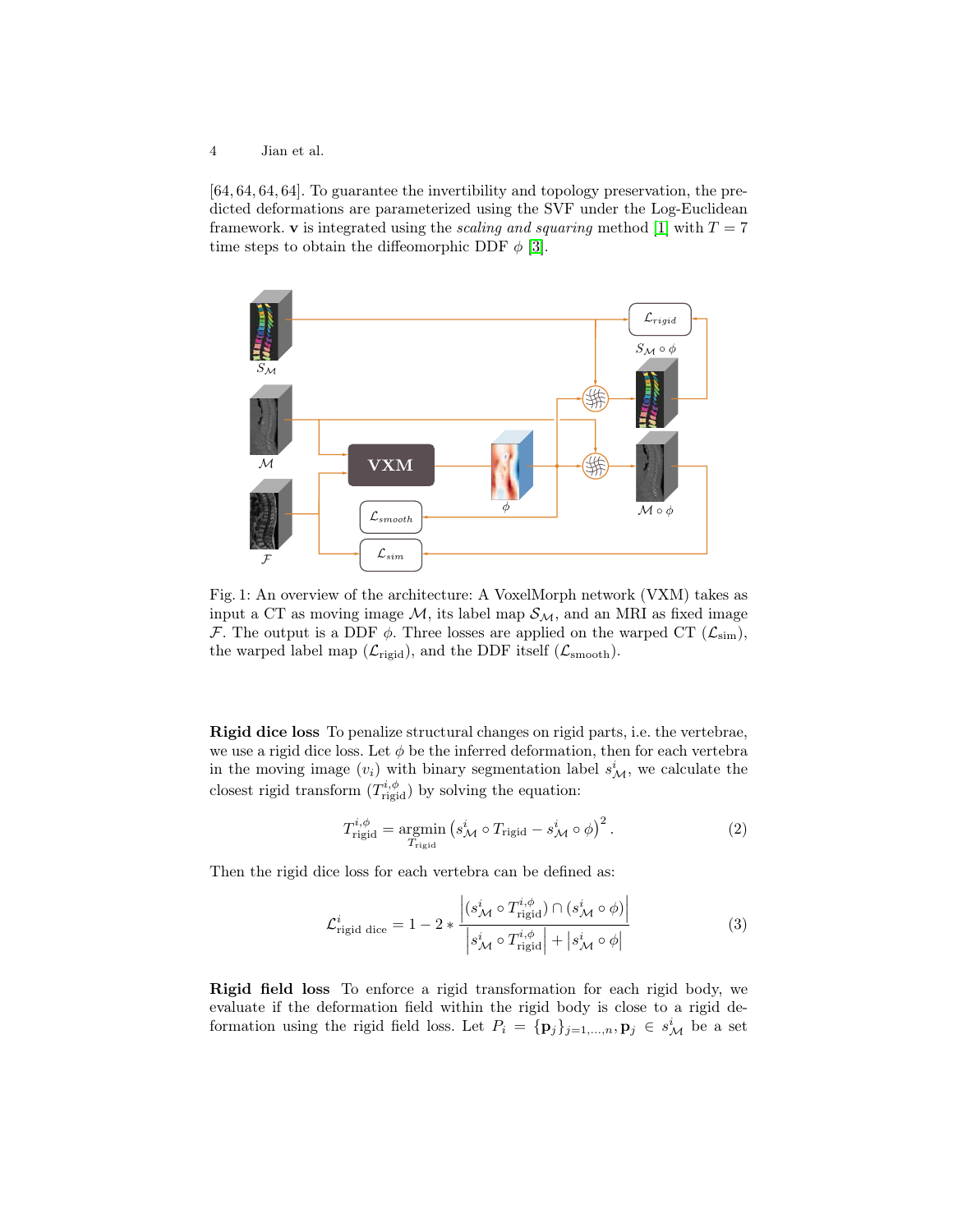[64, 64, 64, 64]. To guarantee the invertibility and topology preservation, the predicted deformations are parameterized using the SVF under the Log-Euclidean framework. $\mathbf{v}$ is integrated using the *scaling and squaring* method [1] with $T = 7$ time steps to obtain the diffeomorphic DDF $\phi$ [3].

Fig. 1: An overview of the architecture: A VoxelMorph network (VXM) takes as input a CT as moving image $\mathcal{M}$, its label map $\mathcal{S}_{\mathcal{M}}$, and an MRI as fixed image $\mathcal{F}$. The output is a DDF $\phi$. Three losses are applied on the warped CT ($\mathcal{L}_{\text{sim}}$), the warped label map ($\mathcal{L}_{\text{rigid}}$), and the DDF itself ($\mathcal{L}_{\text{smooth}}$).

**Rigid dice loss** To penalize structural changes on rigid parts, i.e. the vertebrae, we use a rigid dice loss. Let $\phi$ be the inferred deformation, then for each vertebra in the moving image ($v_i$) with binary segmentation label $s^i_{\mathcal{M}}$, we calculate the closest rigid transform ($T^{i,\phi}_{\text{rigid}}$) by solving the equation:

$$T^{i,\phi}_{\text{rigid}} = \underset{T_{\text{rigid}}}{\text{argmin}} \left( s^i_{\mathcal{M}} \circ T_{\text{rigid}} - s^i_{\mathcal{M}} \circ \phi \right)^2 . \tag{2}$$

Then the rigid dice loss for each vertebra can be defined as:

$$\mathcal{L}^i_{\text{rigid dice}} = 1 - 2 * \frac{\left| (s^i_{\mathcal{M}} \circ T^{i,\phi}_{\text{rigid}}) \cap (s^i_{\mathcal{M}} \circ \phi) \right|}{\left| s^i_{\mathcal{M}} \circ T^{i,\phi}_{\text{rigid}} \right| + \left| s^i_{\mathcal{M}} \circ \phi \right|} \tag{3}$$

**Rigid field loss** To enforce a rigid transformation for each rigid body, we evaluate if the deformation field within the rigid body is close to a rigid deformation using the rigid field loss. Let $P_i = \{\mathbf{p}_j\}_{j=1,\ldots,n}, \mathbf{p}_j \in s^i_{\mathcal{M}}$ be a set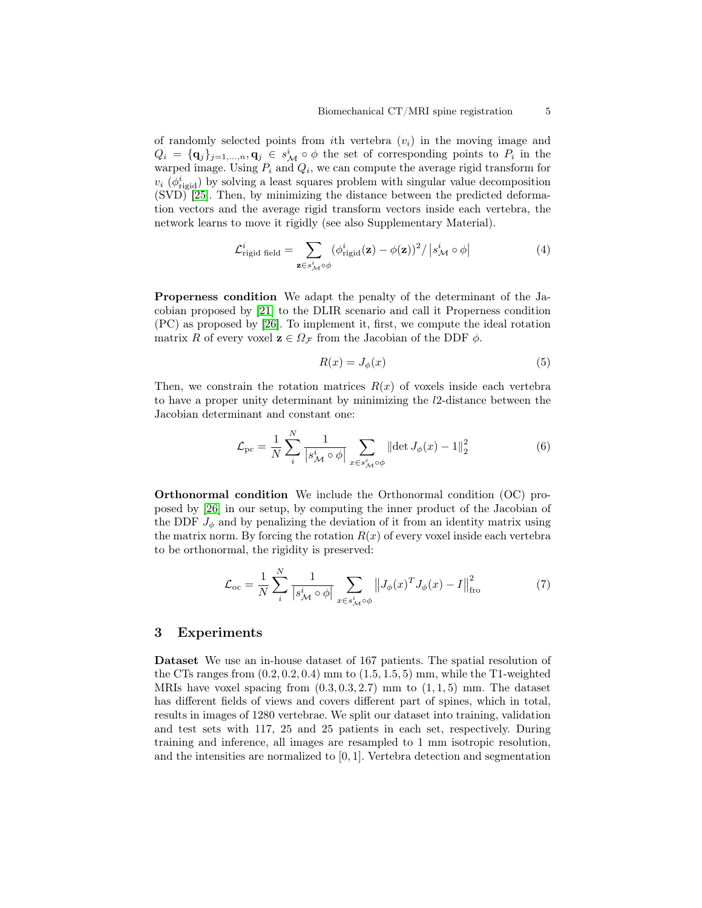of randomly selected points from $i$th vertebra ($v_i$) in the moving image and $Q_i = \{\mathbf{q}_j\}_{j=1,...,n}, \mathbf{q}_j \in s^i_{\mathcal{M}} \circ \phi$ the set of corresponding points to $P_i$ in the warped image. Using $P_i$ and $Q_i$, we can compute the average rigid transform for $v_i$ ($\phi^i_{\text{rigid}}$) by solving a least squares problem with singular value decomposition (SVD) [25]. Then, by minimizing the distance between the predicted deformation vectors and the average rigid transform vectors inside each vertebra, the network learns to move it rigidly (see also Supplementary Material).

$$\mathcal{L}^i_{\text{rigid field}} = \sum_{\mathbf{z} \in s^i_{\mathcal{M}} \circ \phi} (\phi^i_{\text{rigid}}(\mathbf{z}) - \phi(\mathbf{z}))^2 / \left| s^i_{\mathcal{M}} \circ \phi \right| \tag{4}$$

**Properness condition** We adapt the penalty of the determinant of the Jacobian proposed by [21] to the DLIR scenario and call it Properness condition (PC) as proposed by [26]. To implement it, first, we compute the ideal rotation matrix $R$ of every voxel $\mathbf{z} \in \Omega_{\mathcal{F}}$ from the Jacobian of the DDF $\phi$.

$$R(x) = J_\phi(x) \tag{5}$$

Then, we constrain the rotation matrices $R(x)$ of voxels inside each vertebra to have a proper unity determinant by minimizing the $l2$-distance between the Jacobian determinant and constant one:

$$\mathcal{L}_{\text{pc}} = \frac{1}{N} \sum_{i}^{N} \frac{1}{\left| s^i_{\mathcal{M}} \circ \phi \right|} \sum_{x \in s^i_{\mathcal{M}} \circ \phi} \left\| \det J_\phi(x) - 1 \right\|_2^2 \tag{6}$$

**Orthonormal condition** We include the Orthonormal condition (OC) proposed by [26] in our setup, by computing the inner product of the Jacobian of the DDF $J_\phi$ and by penalizing the deviation of it from an identity matrix using the matrix norm. By forcing the rotation $R(x)$ of every voxel inside each vertebra to be orthonormal, the rigidity is preserved:

$$\mathcal{L}_{\text{oc}} = \frac{1}{N} \sum_{i}^{N} \frac{1}{\left| s^i_{\mathcal{M}} \circ \phi \right|} \sum_{x \in s^i_{\mathcal{M}} \circ \phi} \left\| J_\phi(x)^T J_\phi(x) - I \right\|_{\text{fro}}^2 \tag{7}$$

## 3 Experiments

**Dataset** We use an in-house dataset of 167 patients. The spatial resolution of the CTs ranges from $(0.2, 0.2, 0.4)$ mm to $(1.5, 1.5, 5)$ mm, while the T1-weighted MRIs have voxel spacing from $(0.3, 0.3, 2.7)$ mm to $(1, 1, 5)$ mm. The dataset has different fields of views and covers different part of spines, which in total, results in images of 1280 vertebrae. We split our dataset into training, validation and test sets with 117, 25 and 25 patients in each set, respectively. During training and inference, all images are resampled to 1 mm isotropic resolution, and the intensities are normalized to $[0, 1]$. Vertebra detection and segmentation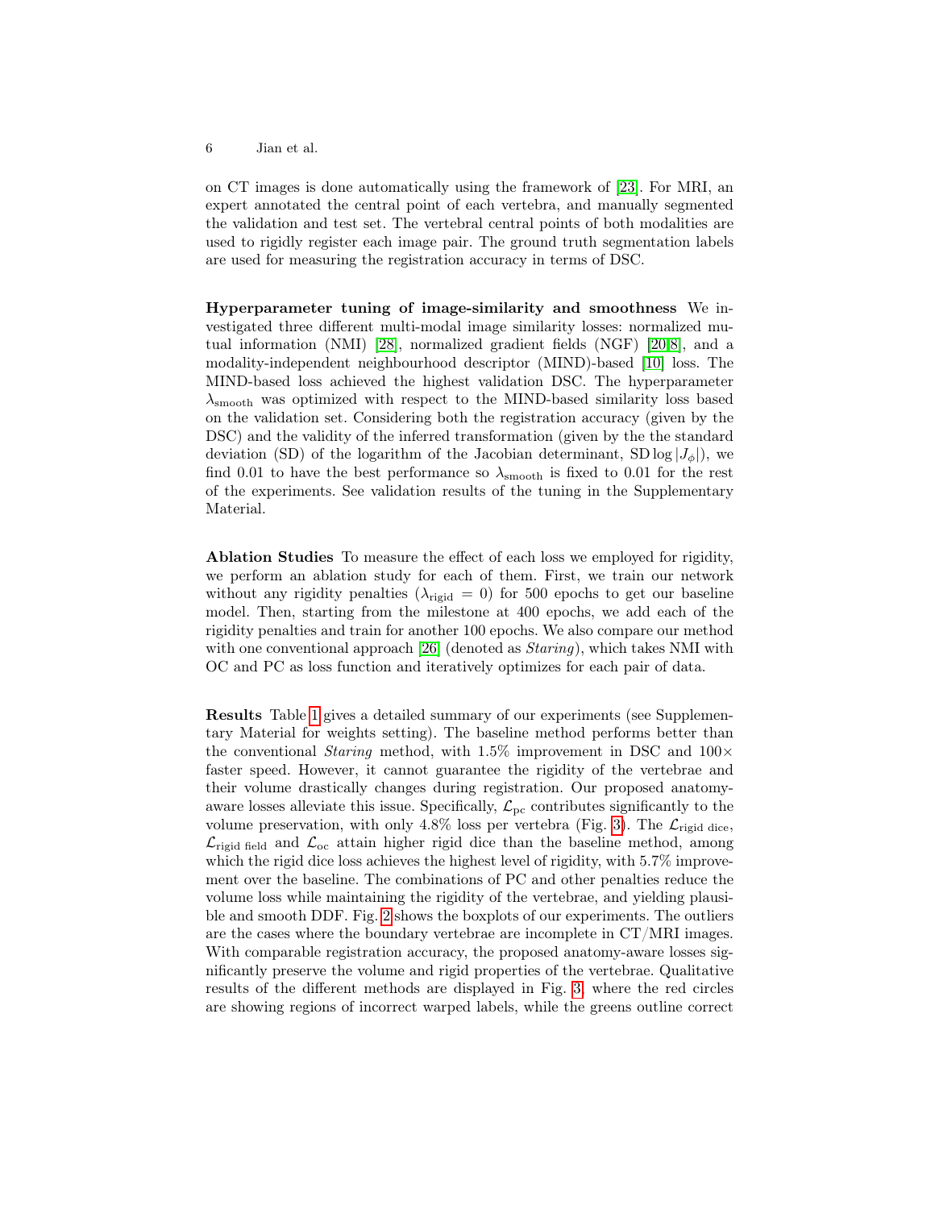on CT images is done automatically using the framework of [23]. For MRI, an expert annotated the central point of each vertebra, and manually segmented the validation and test set. The vertebral central points of both modalities are used to rigidly register each image pair. The ground truth segmentation labels are used for measuring the registration accuracy in terms of DSC.

**Hyperparameter tuning of image-similarity and smoothness** We investigated three different multi-modal image similarity losses: normalized mutual information (NMI) [28], normalized gradient fields (NGF) [20,8], and a modality-independent neighbourhood descriptor (MIND)-based [10] loss. The MIND-based loss achieved the highest validation DSC. The hyperparameter $\lambda_{\text{smooth}}$ was optimized with respect to the MIND-based similarity loss based on the validation set. Considering both the registration accuracy (given by the DSC) and the validity of the inferred transformation (given by the the standard deviation (SD) of the logarithm of the Jacobian determinant, $\text{SD} \log |J_\phi|$), we find 0.01 to have the best performance so $\lambda_{\text{smooth}}$ is fixed to 0.01 for the rest of the experiments. See validation results of the tuning in the Supplementary Material.

**Ablation Studies** To measure the effect of each loss we employed for rigidity, we perform an ablation study for each of them. First, we train our network without any rigidity penalties ($\lambda_{\text{rigid}} = 0$) for 500 epochs to get our baseline model. Then, starting from the milestone at 400 epochs, we add each of the rigidity penalties and train for another 100 epochs. We also compare our method with one conventional approach [26] (denoted as *Staring*), which takes NMI with OC and PC as loss function and iteratively optimizes for each pair of data.

**Results** Table 1 gives a detailed summary of our experiments (see Supplementary Material for weights setting). The baseline method performs better than the conventional *Staring* method, with 1.5% improvement in DSC and 100$\times$ faster speed. However, it cannot guarantee the rigidity of the vertebrae and their volume drastically changes during registration. Our proposed anatomy-aware losses alleviate this issue. Specifically, $\mathcal{L}_{\text{pc}}$ contributes significantly to the volume preservation, with only 4.8% loss per vertebra (Fig. 3). The $\mathcal{L}_{\text{rigid dice}}$, $\mathcal{L}_{\text{rigid field}}$ and $\mathcal{L}_{\text{oc}}$ attain higher rigid dice than the baseline method, among which the rigid dice loss achieves the highest level of rigidity, with 5.7% improvement over the baseline. The combinations of PC and other penalties reduce the volume loss while maintaining the rigidity of the vertebrae, and yielding plausible and smooth DDF. Fig. 2 shows the boxplots of our experiments. The outliers are the cases where the boundary vertebrae are incomplete in CT/MRI images. With comparable registration accuracy, the proposed anatomy-aware losses significantly preserve the volume and rigid properties of the vertebrae. Qualitative results of the different methods are displayed in Fig. 3, where the red circles are showing regions of incorrect warped labels, while the greens outline correct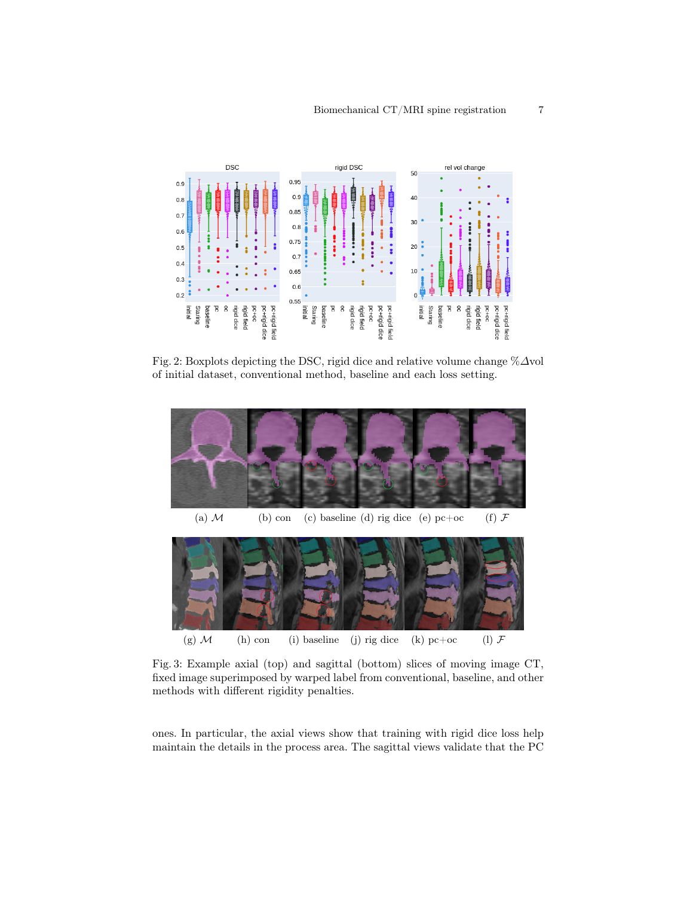Fig. 2: Boxplots depicting the DSC, rigid dice and relative volume change $\%\Delta$vol of initial dataset, conventional method, baseline and each loss setting.

Fig. 3: Example axial (top) and sagittal (bottom) slices of moving image CT, fixed image superimposed by warped label from conventional, baseline, and other methods with different rigidity penalties.

ones. In particular, the axial views show that training with rigid dice loss help maintain the details in the process area. The sagittal views validate that the PC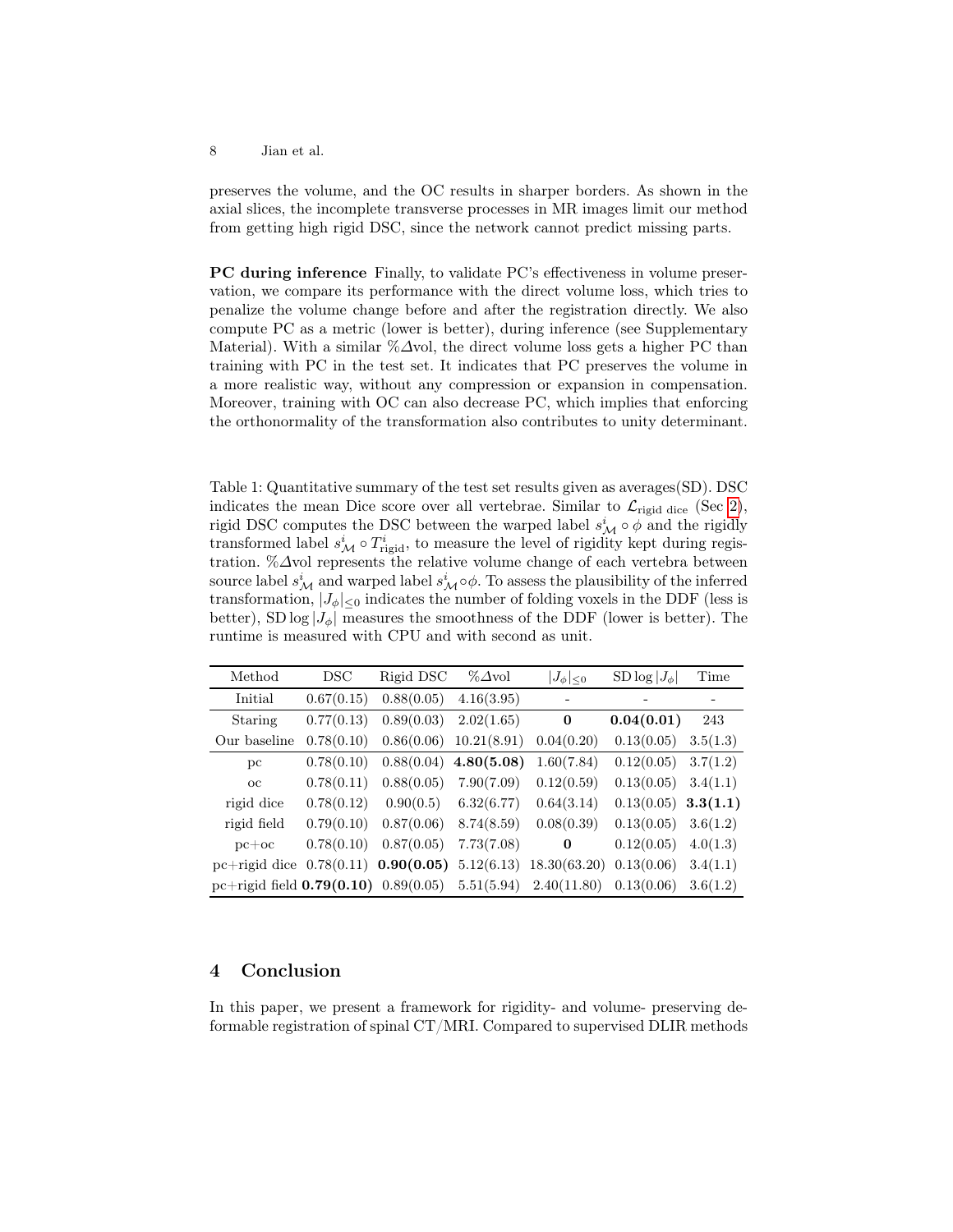preserves the volume, and the OC results in sharper borders. As shown in the axial slices, the incomplete transverse processes in MR images limit our method from getting high rigid DSC, since the network cannot predict missing parts.

**PC during inference** Finally, to validate PC's effectiveness in volume preservation, we compare its performance with the direct volume loss, which tries to penalize the volume change before and after the registration directly. We also compute PC as a metric (lower is better), during inference (see Supplementary Material). With a similar $\%\Delta$vol, the direct volume loss gets a higher PC than training with PC in the test set. It indicates that PC preserves the volume in a more realistic way, without any compression or expansion in compensation. Moreover, training with OC can also decrease PC, which implies that enforcing the orthonormality of the transformation also contributes to unity determinant.

Table 1: Quantitative summary of the test set results given as averages(SD). DSC indicates the mean Dice score over all vertebrae. Similar to $\mathcal{L}_{\text{rigid dice}}$ (Sec 2), rigid DSC computes the DSC between the warped label $s^i_{\mathcal{M}} \circ \phi$ and the rigidly transformed label $s^i_{\mathcal{M}} \circ T^i_{\text{rigid}}$, to measure the level of rigidity kept during registration. $\%\Delta$vol represents the relative volume change of each vertebra between source label $s^i_{\mathcal{M}}$ and warped label $s^i_{\mathcal{M}} \circ \phi$. To assess the plausibility of the inferred transformation, $|J_\phi|_{\leq 0}$ indicates the number of folding voxels in the DDF (less is better), $\text{SD} \log |J_\phi|$ measures the smoothness of the DDF (lower is better). The runtime is measured with CPU and with second as unit.

| Method | DSC | Rigid DSC | $\%\Delta$vol | $\lvert J_\phi\rvert_{\leq 0}$ | $\text{SD} \log \lvert J_\phi\rvert$ | Time |
|---|---|---|---|---|---|---|
| Initial | 0.67(0.15) | 0.88(0.05) | 4.16(3.95) | - | - | - |
| Staring | 0.77(0.13) | 0.89(0.03) | 2.02(1.65) | **0** | **0.04(0.01)** | 243 |
| Our baseline | 0.78(0.10) | 0.86(0.06) | 10.21(8.91) | 0.04(0.20) | 0.13(0.05) | 3.5(1.3) |
| pc | 0.78(0.10) | 0.88(0.04) | **4.80(5.08)** | 1.60(7.84) | 0.12(0.05) | 3.7(1.2) |
| oc | 0.78(0.11) | 0.88(0.05) | 7.90(7.09) | 0.12(0.59) | 0.13(0.05) | 3.4(1.1) |
| rigid dice | 0.78(0.12) | 0.90(0.5) | 6.32(6.77) | 0.64(3.14) | 0.13(0.05) | **3.3(1.1)** |
| rigid field | 0.79(0.10) | 0.87(0.06) | 8.74(8.59) | 0.08(0.39) | 0.13(0.05) | 3.6(1.2) |
| pc+oc | 0.78(0.10) | 0.87(0.05) | 7.73(7.08) | **0** | 0.12(0.05) | 4.0(1.3) |
| pc+rigid dice | 0.78(0.11) | **0.90(0.05)** | 5.12(6.13) | 18.30(63.20) | 0.13(0.06) | 3.4(1.1) |
| pc+rigid field | **0.79(0.10)** | 0.89(0.05) | 5.51(5.94) | 2.40(11.80) | 0.13(0.06) | 3.6(1.2) |

## 4 Conclusion

In this paper, we present a framework for rigidity- and volume- preserving deformable registration of spinal CT/MRI. Compared to supervised DLIR methods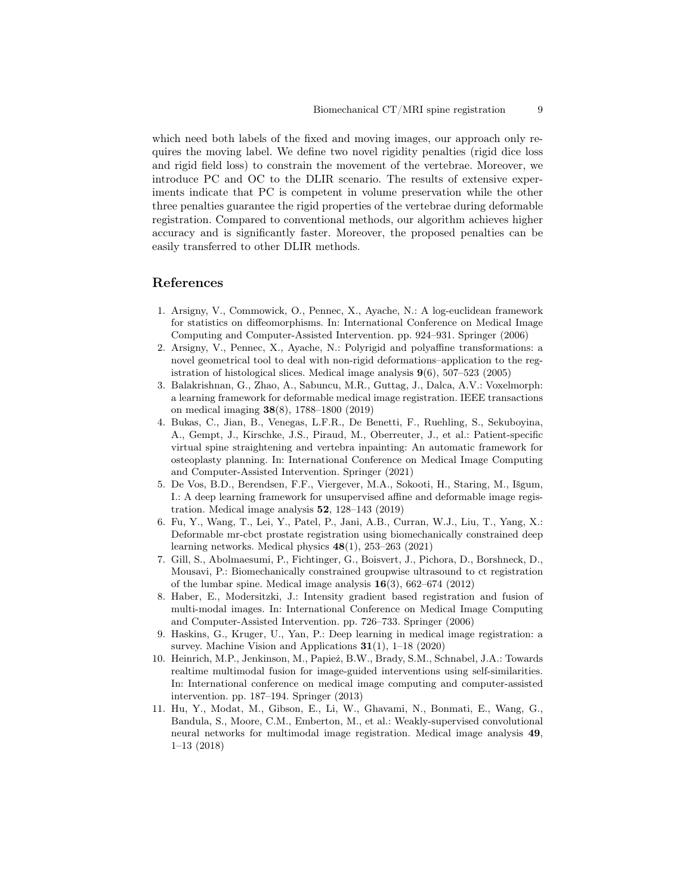which need both labels of the fixed and moving images, our approach only requires the moving label. We define two novel rigidity penalties (rigid dice loss and rigid field loss) to constrain the movement of the vertebrae. Moreover, we introduce PC and OC to the DLIR scenario. The results of extensive experiments indicate that PC is competent in volume preservation while the other three penalties guarantee the rigid properties of the vertebrae during deformable registration. Compared to conventional methods, our algorithm achieves higher accuracy and is significantly faster. Moreover, the proposed penalties can be easily transferred to other DLIR methods.

## References

1. Arsigny, V., Commowick, O., Pennec, X., Ayache, N.: A log-euclidean framework for statistics on diffeomorphisms. In: International Conference on Medical Image Computing and Computer-Assisted Intervention. pp. 924–931. Springer (2006)
2. Arsigny, V., Pennec, X., Ayache, N.: Polyrigid and polyaffine transformations: a novel geometrical tool to deal with non-rigid deformations–application to the registration of histological slices. Medical image analysis **9**(6), 507–523 (2005)
3. Balakrishnan, G., Zhao, A., Sabuncu, M.R., Guttag, J., Dalca, A.V.: Voxelmorph: a learning framework for deformable medical image registration. IEEE transactions on medical imaging **38**(8), 1788–1800 (2019)
4. Bukas, C., Jian, B., Venegas, L.F.R., De Benetti, F., Ruehling, S., Sekuboyina, A., Gempt, J., Kirschke, J.S., Piraud, M., Oberreuter, J., et al.: Patient-specific virtual spine straightening and vertebra inpainting: An automatic framework for osteoplasty planning. In: International Conference on Medical Image Computing and Computer-Assisted Intervention. Springer (2021)
5. De Vos, B.D., Berendsen, F.F., Viergever, M.A., Sokooti, H., Staring, M., Išgum, I.: A deep learning framework for unsupervised affine and deformable image registration. Medical image analysis **52**, 128–143 (2019)
6. Fu, Y., Wang, T., Lei, Y., Patel, P., Jani, A.B., Curran, W.J., Liu, T., Yang, X.: Deformable mr-cbct prostate registration using biomechanically constrained deep learning networks. Medical physics **48**(1), 253–263 (2021)
7. Gill, S., Abolmaesumi, P., Fichtinger, G., Boisvert, J., Pichora, D., Borshneck, D., Mousavi, P.: Biomechanically constrained groupwise ultrasound to ct registration of the lumbar spine. Medical image analysis **16**(3), 662–674 (2012)
8. Haber, E., Modersitzki, J.: Intensity gradient based registration and fusion of multi-modal images. In: International Conference on Medical Image Computing and Computer-Assisted Intervention. pp. 726–733. Springer (2006)
9. Haskins, G., Kruger, U., Yan, P.: Deep learning in medical image registration: a survey. Machine Vision and Applications **31**(1), 1–18 (2020)
10. Heinrich, M.P., Jenkinson, M., Papież, B.W., Brady, S.M., Schnabel, J.A.: Towards realtime multimodal fusion for image-guided interventions using self-similarities. In: International conference on medical image computing and computer-assisted intervention. pp. 187–194. Springer (2013)
11. Hu, Y., Modat, M., Gibson, E., Li, W., Ghavami, N., Bonmati, E., Wang, G., Bandula, S., Moore, C.M., Emberton, M., et al.: Weakly-supervised convolutional neural networks for multimodal image registration. Medical image analysis **49**, 1–13 (2018)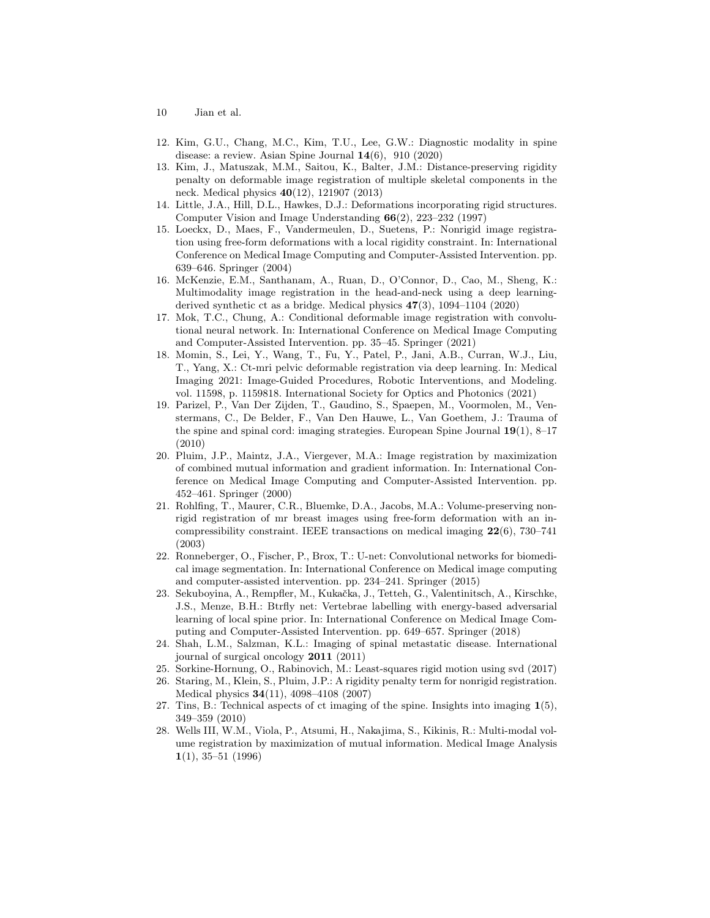12. Kim, G.U., Chang, M.C., Kim, T.U., Lee, G.W.: Diagnostic modality in spine disease: a review. Asian Spine Journal **14**(6), 910 (2020)
13. Kim, J., Matuszak, M.M., Saitou, K., Balter, J.M.: Distance-preserving rigidity penalty on deformable image registration of multiple skeletal components in the neck. Medical physics **40**(12), 121907 (2013)
14. Little, J.A., Hill, D.L., Hawkes, D.J.: Deformations incorporating rigid structures. Computer Vision and Image Understanding **66**(2), 223–232 (1997)
15. Loeckx, D., Maes, F., Vandermeulen, D., Suetens, P.: Nonrigid image registration using free-form deformations with a local rigidity constraint. In: International Conference on Medical Image Computing and Computer-Assisted Intervention. pp. 639–646. Springer (2004)
16. McKenzie, E.M., Santhanam, A., Ruan, D., O'Connor, D., Cao, M., Sheng, K.: Multimodality image registration in the head-and-neck using a deep learning-derived synthetic ct as a bridge. Medical physics **47**(3), 1094–1104 (2020)
17. Mok, T.C., Chung, A.: Conditional deformable image registration with convolutional neural network. In: International Conference on Medical Image Computing and Computer-Assisted Intervention. pp. 35–45. Springer (2021)
18. Momin, S., Lei, Y., Wang, T., Fu, Y., Patel, P., Jani, A.B., Curran, W.J., Liu, T., Yang, X.: Ct-mri pelvic deformable registration via deep learning. In: Medical Imaging 2021: Image-Guided Procedures, Robotic Interventions, and Modeling. vol. 11598, p. 1159818. International Society for Optics and Photonics (2021)
19. Parizel, P., Van Der Zijden, T., Gaudino, S., Spaepen, M., Voormolen, M., Venstermans, C., De Belder, F., Van Den Hauwe, L., Van Goethem, J.: Trauma of the spine and spinal cord: imaging strategies. European Spine Journal **19**(1), 8–17 (2010)
20. Pluim, J.P., Maintz, J.A., Viergever, M.A.: Image registration by maximization of combined mutual information and gradient information. In: International Conference on Medical Image Computing and Computer-Assisted Intervention. pp. 452–461. Springer (2000)
21. Rohlfing, T., Maurer, C.R., Bluemke, D.A., Jacobs, M.A.: Volume-preserving nonrigid registration of mr breast images using free-form deformation with an incompressibility constraint. IEEE transactions on medical imaging **22**(6), 730–741 (2003)
22. Ronneberger, O., Fischer, P., Brox, T.: U-net: Convolutional networks for biomedical image segmentation. In: International Conference on Medical image computing and computer-assisted intervention. pp. 234–241. Springer (2015)
23. Sekuboyina, A., Rempfler, M., Kukačka, J., Tetteh, G., Valentinitsch, A., Kirschke, J.S., Menze, B.H.: Btrfly net: Vertebrae labelling with energy-based adversarial learning of local spine prior. In: International Conference on Medical Image Computing and Computer-Assisted Intervention. pp. 649–657. Springer (2018)
24. Shah, L.M., Salzman, K.L.: Imaging of spinal metastatic disease. International journal of surgical oncology **2011** (2011)
25. Sorkine-Hornung, O., Rabinovich, M.: Least-squares rigid motion using svd (2017)
26. Staring, M., Klein, S., Pluim, J.P.: A rigidity penalty term for nonrigid registration. Medical physics **34**(11), 4098–4108 (2007)
27. Tins, B.: Technical aspects of ct imaging of the spine. Insights into imaging **1**(5), 349–359 (2010)
28. Wells III, W.M., Viola, P., Atsumi, H., Nakajima, S., Kikinis, R.: Multi-modal volume registration by maximization of mutual information. Medical Image Analysis **1**(1), 35–51 (1996)